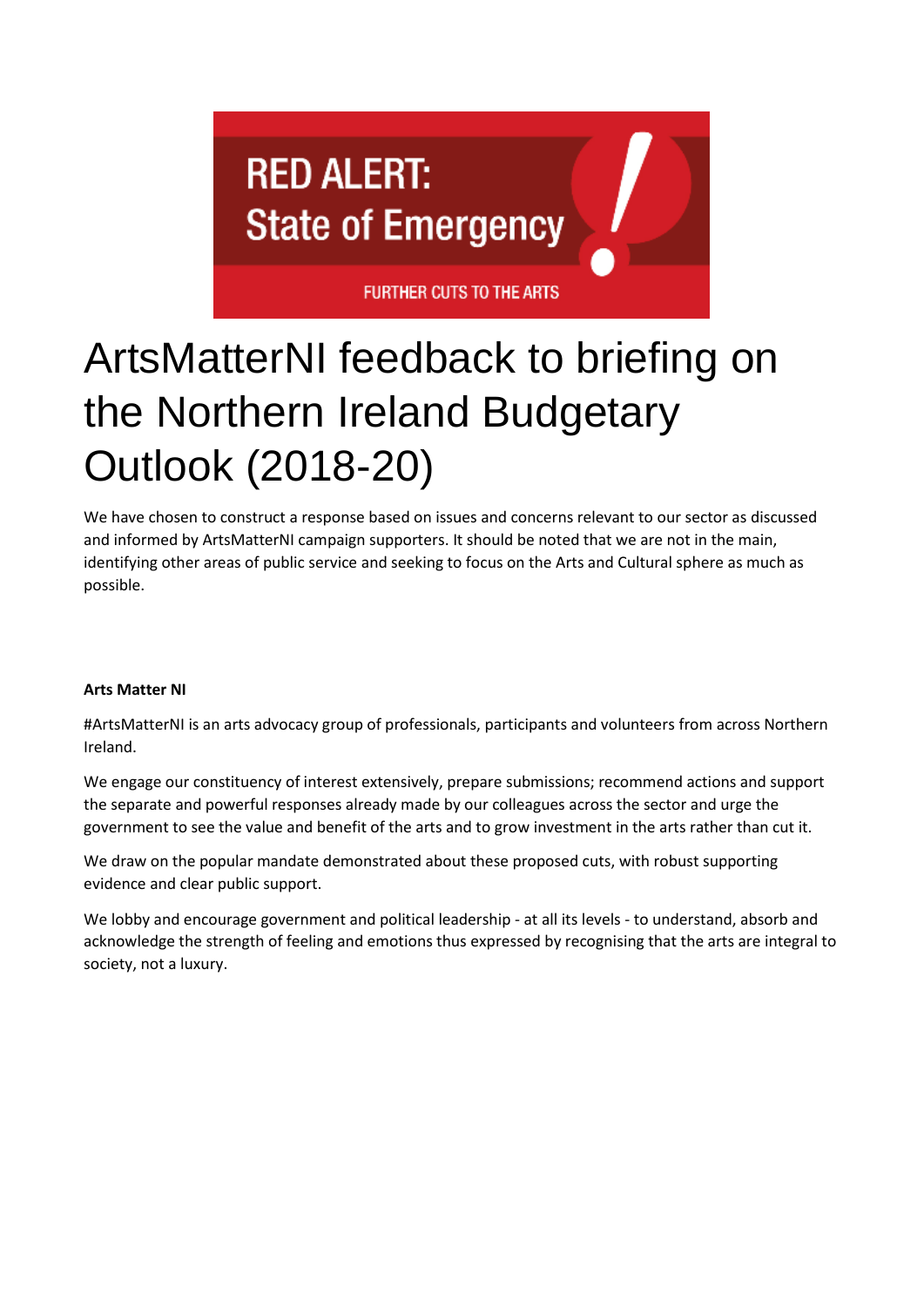RED ALERT: State of Emergency

FURTHER CUTS TO THE ARTS

# ArtsMatterNI feedback to briefing on the Northern Ireland Budgetary Outlook (2018-20)

We have chosen to construct a response based on issues and concerns relevant to our sector as discussed and informed by ArtsMatterNI campaign supporters. It should be noted that we are not in the main, identifying other areas of public service and seeking to focus on the Arts and Cultural sphere as much as possible.

**Arts Matter NI**

#ArtsMatterNI is an arts advocacy group of professionals, participants and volunteers from across Northern Ireland.

We engage our constituency of interest extensively, prepare submissions; recommend actions and support the separate and powerful responses already made by our colleagues across the sector and urge the government to see the value and benefit of the arts and to grow investment in the arts rather than cut it.

We draw on the popular mandate demonstrated about these proposed cuts, with robust supporting evidence and clear public support.

We lobby and encourage government and political leadership - at all its levels - to understand, absorb and acknowledge the strength of feeling and emotions thus expressed by recognising that the arts are integral to society, not a luxury.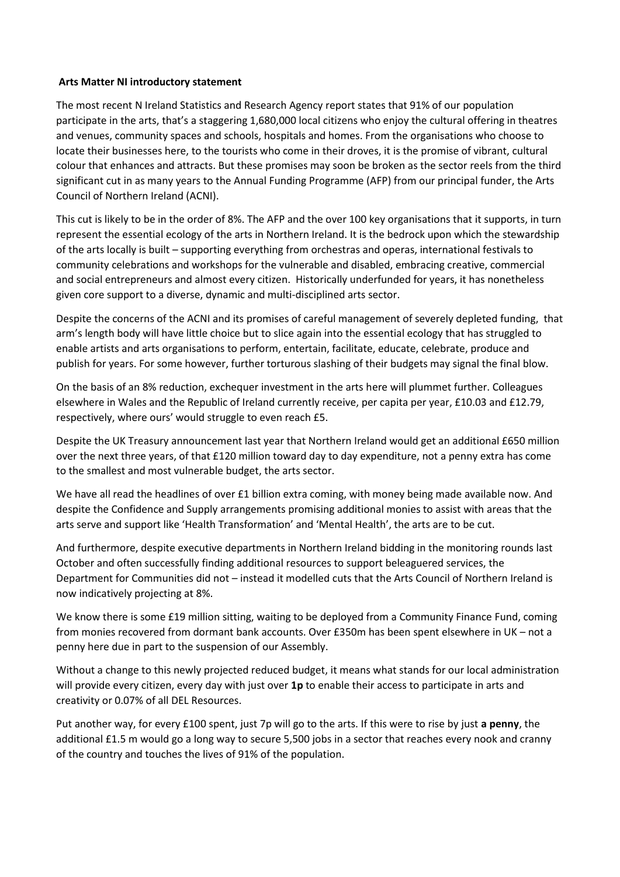**Arts Matter NI introductory statement**

The most recent N Ireland Statistics and Research Agency report states that 91% of our population participate in the arts, that's a staggering 1,680,000 local citizens who enjoy the cultural offering in theatres and venues, community spaces and schools, hospitals and homes. From the organisations who choose to locate their businesses here, to the tourists who come in their droves, it is the promise of vibrant, cultural colour that enhances and attracts. But these promises may soon be broken as the sector reels from the third significant cut in as many years to the Annual Funding Programme (AFP) from our principal funder, the Arts Council of Northern Ireland (ACNI).

This cut is likely to be in the order of 8%. The AFP and the over 100 key organisations that it supports, in turn represent the essential ecology of the arts in Northern Ireland. It is the bedrock upon which the stewardship of the arts locally is built – supporting everything from orchestras and operas, international festivals to community celebrations and workshops for the vulnerable and disabled, embracing creative, commercial and social entrepreneurs and almost every citizen. Historically underfunded for years, it has nonetheless given core support to a diverse, dynamic and multi-disciplined arts sector.

Despite the concerns of the ACNI and its promises of careful management of severely depleted funding, that arm's length body will have little choice but to slice again into the essential ecology that has struggled to enable artists and arts organisations to perform, entertain, facilitate, educate, celebrate, produce and publish for years. For some however, further torturous slashing of their budgets may signal the final blow.

On the basis of an 8% reduction, exchequer investment in the arts here will plummet further. Colleagues elsewhere in Wales and the Republic of Ireland currently receive, per capita per year, £10.03 and £12.79, respectively, where ours' would struggle to even reach £5.

Despite the UK Treasury announcement last year that Northern Ireland would get an additional £650 million over the next three years, of that £120 million toward day to day expenditure, not a penny extra has come to the smallest and most vulnerable budget, the arts sector.

We have all read the headlines of over £1 billion extra coming, with money being made available now. And despite the Confidence and Supply arrangements promising additional monies to assist with areas that the arts serve and support like 'Health Transformation' and 'Mental Health', the arts are to be cut.

And furthermore, despite executive departments in Northern Ireland bidding in the monitoring rounds last October and often successfully finding additional resources to support beleaguered services, the Department for Communities did not – instead it modelled cuts that the Arts Council of Northern Ireland is now indicatively projecting at 8%.

We know there is some £19 million sitting, waiting to be deployed from a Community Finance Fund, coming from monies recovered from dormant bank accounts. Over £350m has been spent elsewhere in UK – not a penny here due in part to the suspension of our Assembly.

Without a change to this newly projected reduced budget, it means what stands for our local administration will provide every citizen, every day with just over **1p** to enable their access to participate in arts and creativity or 0.07% of all DEL Resources.

Put another way, for every £100 spent, just 7p will go to the arts. If this were to rise by just **a penny**, the additional £1.5 m would go a long way to secure 5,500 jobs in a sector that reaches every nook and cranny of the country and touches the lives of 91% of the population.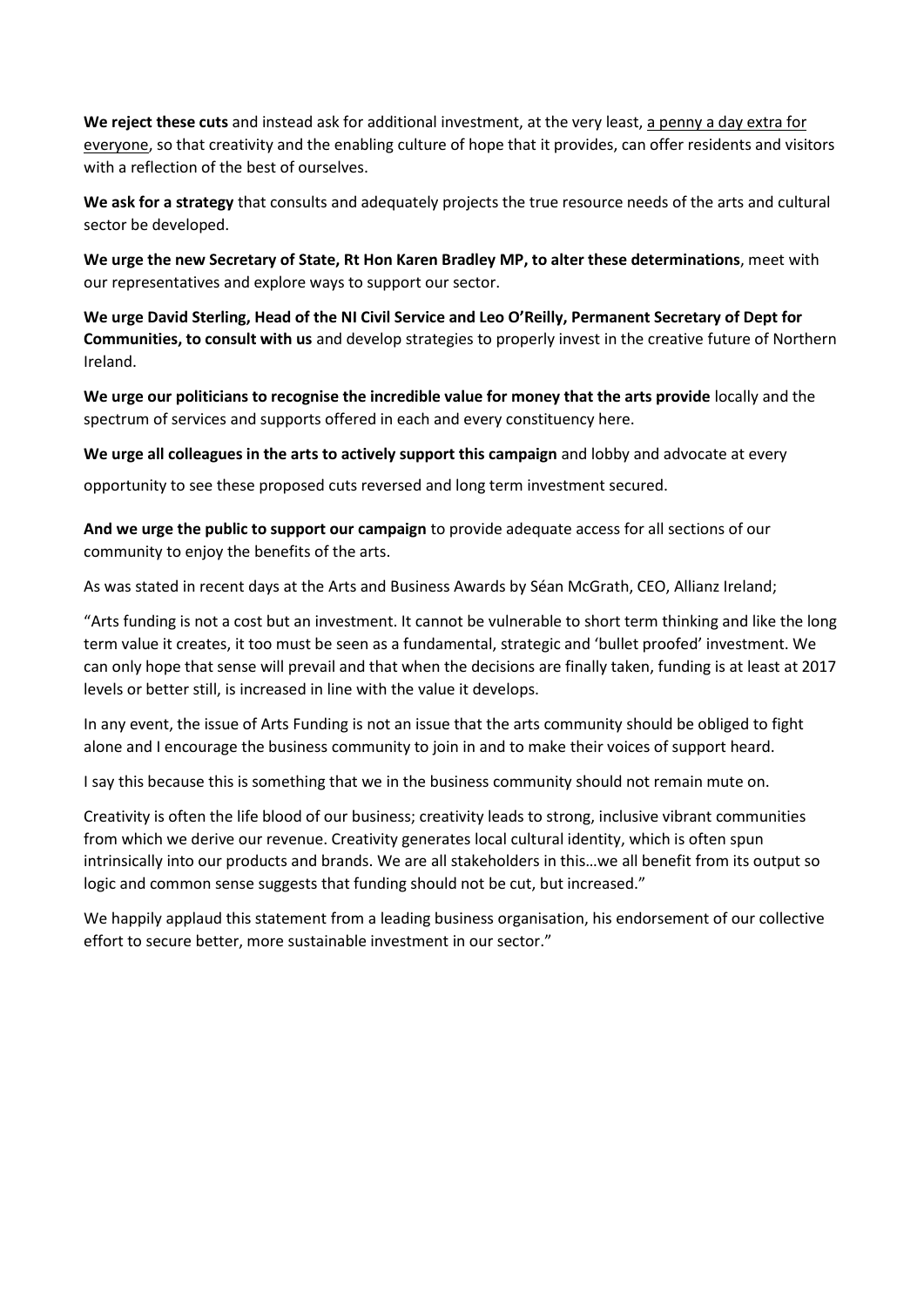**We reject these cuts** and instead ask for additional investment, at the very least, a penny a day extra for everyone, so that creativity and the enabling culture of hope that it provides, can offer residents and visitors with a reflection of the best of ourselves.

**We ask for a strategy** that consults and adequately projects the true resource needs of the arts and cultural sector be developed.

**We urge the new Secretary of State, Rt Hon Karen Bradley MP, to alter these determinations**, meet with our representatives and explore ways to support our sector.

**We urge David Sterling, Head of the NI Civil Service and Leo O'Reilly, Permanent Secretary of Dept for Communities, to consult with us** and develop strategies to properly invest in the creative future of Northern Ireland.

**We urge our politicians to recognise the incredible value for money that the arts provide** locally and the spectrum of services and supports offered in each and every constituency here.

**We urge all colleagues in the arts to actively support this campaign** and lobby and advocate at every opportunity to see these proposed cuts reversed and long term investment secured.

**And we urge the public to support our campaign** to provide adequate access for all sections of our community to enjoy the benefits of the arts.

As was stated in recent days at the Arts and Business Awards by Séan McGrath, CEO, Allianz Ireland;

"Arts funding is not a cost but an investment. It cannot be vulnerable to short term thinking and like the long term value it creates, it too must be seen as a fundamental, strategic and 'bullet proofed' investment. We can only hope that sense will prevail and that when the decisions are finally taken, funding is at least at 2017 levels or better still, is increased in line with the value it develops.

In any event, the issue of Arts Funding is not an issue that the arts community should be obliged to fight alone and I encourage the business community to join in and to make their voices of support heard.

I say this because this is something that we in the business community should not remain mute on.

Creativity is often the life blood of our business; creativity leads to strong, inclusive vibrant communities from which we derive our revenue. Creativity generates local cultural identity, which is often spun intrinsically into our products and brands. We are all stakeholders in this…we all benefit from its output so logic and common sense suggests that funding should not be cut, but increased."

We happily applaud this statement from a leading business organisation, his endorsement of our collective effort to secure better, more sustainable investment in our sector."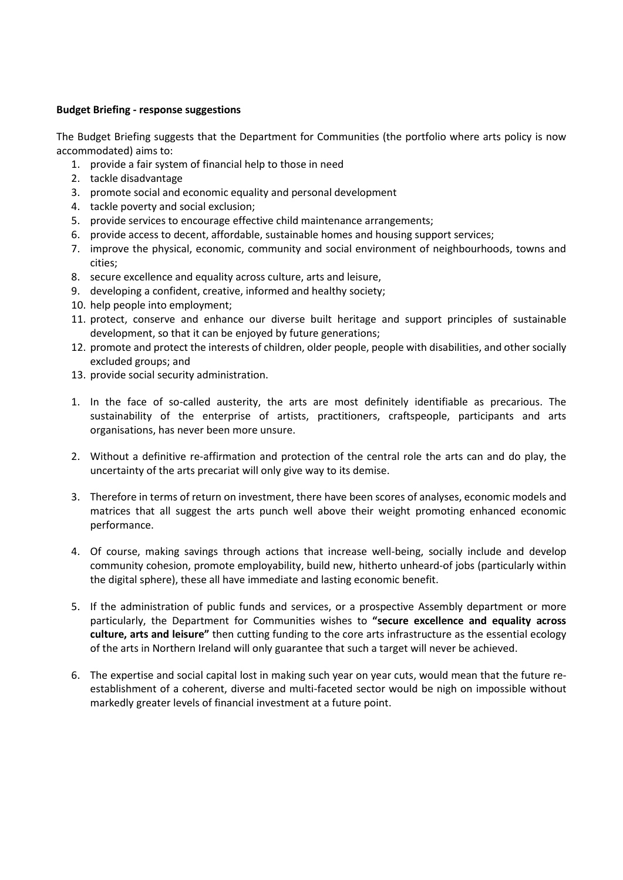**Budget Briefing - response suggestions**

The Budget Briefing suggests that the Department for Communities (the portfolio where arts policy is now accommodated) aims to:

1. provide a fair system of financial help to those in need
2. tackle disadvantage
3. promote social and economic equality and personal development
4. tackle poverty and social exclusion;
5. provide services to encourage effective child maintenance arrangements;
6. provide access to decent, affordable, sustainable homes and housing support services;
7. improve the physical, economic, community and social environment of neighbourhoods, towns and cities;
8. secure excellence and equality across culture, arts and leisure,
9. developing a confident, creative, informed and healthy society;
10. help people into employment;
11. protect, conserve and enhance our diverse built heritage and support principles of sustainable development, so that it can be enjoyed by future generations;
12. promote and protect the interests of children, older people, people with disabilities, and other socially excluded groups; and
13. provide social security administration.

1. In the face of so-called austerity, the arts are most definitely identifiable as precarious. The sustainability of the enterprise of artists, practitioners, craftspeople, participants and arts organisations, has never been more unsure.

2. Without a definitive re-affirmation and protection of the central role the arts can and do play, the uncertainty of the arts precariat will only give way to its demise.

3. Therefore in terms of return on investment, there have been scores of analyses, economic models and matrices that all suggest the arts punch well above their weight promoting enhanced economic performance.

4. Of course, making savings through actions that increase well-being, socially include and develop community cohesion, promote employability, build new, hitherto unheard-of jobs (particularly within the digital sphere), these all have immediate and lasting economic benefit.

5. If the administration of public funds and services, or a prospective Assembly department or more particularly, the Department for Communities wishes to **"secure excellence and equality across culture, arts and leisure"** then cutting funding to the core arts infrastructure as the essential ecology of the arts in Northern Ireland will only guarantee that such a target will never be achieved.

6. The expertise and social capital lost in making such year on year cuts, would mean that the future re-establishment of a coherent, diverse and multi-faceted sector would be nigh on impossible without markedly greater levels of financial investment at a future point.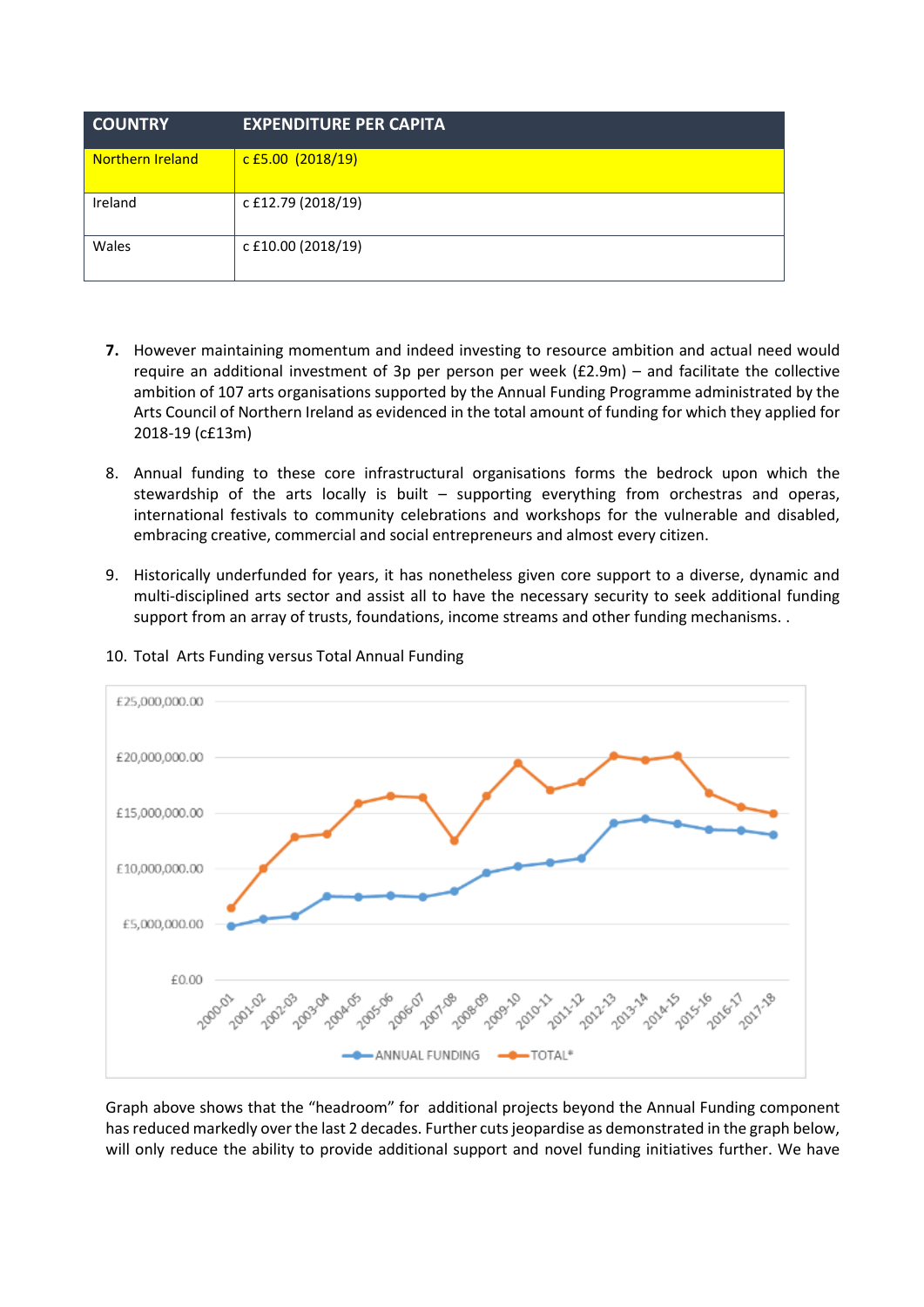| COUNTRY | EXPENDITURE PER CAPITA |
| --- | --- |
| Northern Ireland | c £5.00 (2018/19) |
| Ireland | c £12.79 (2018/19) |
| Wales | c £10.00 (2018/19) |

7. However maintaining momentum and indeed investing to resource ambition and actual need would require an additional investment of 3p per person per week (£2.9m) – and facilitate the collective ambition of 107 arts organisations supported by the Annual Funding Programme administrated by the Arts Council of Northern Ireland as evidenced in the total amount of funding for which they applied for 2018-19 (c£13m)

8. Annual funding to these core infrastructural organisations forms the bedrock upon which the stewardship of the arts locally is built – supporting everything from orchestras and operas, international festivals to community celebrations and workshops for the vulnerable and disabled, embracing creative, commercial and social entrepreneurs and almost every citizen.

9. Historically underfunded for years, it has nonetheless given core support to a diverse, dynamic and multi-disciplined arts sector and assist all to have the necessary security to seek additional funding support from an array of trusts, foundations, income streams and other funding mechanisms. .

10. Total Arts Funding versus Total Annual Funding

Graph above shows that the "headroom" for additional projects beyond the Annual Funding component has reduced markedly over the last 2 decades. Further cuts jeopardise as demonstrated in the graph below, will only reduce the ability to provide additional support and novel funding initiatives further. We have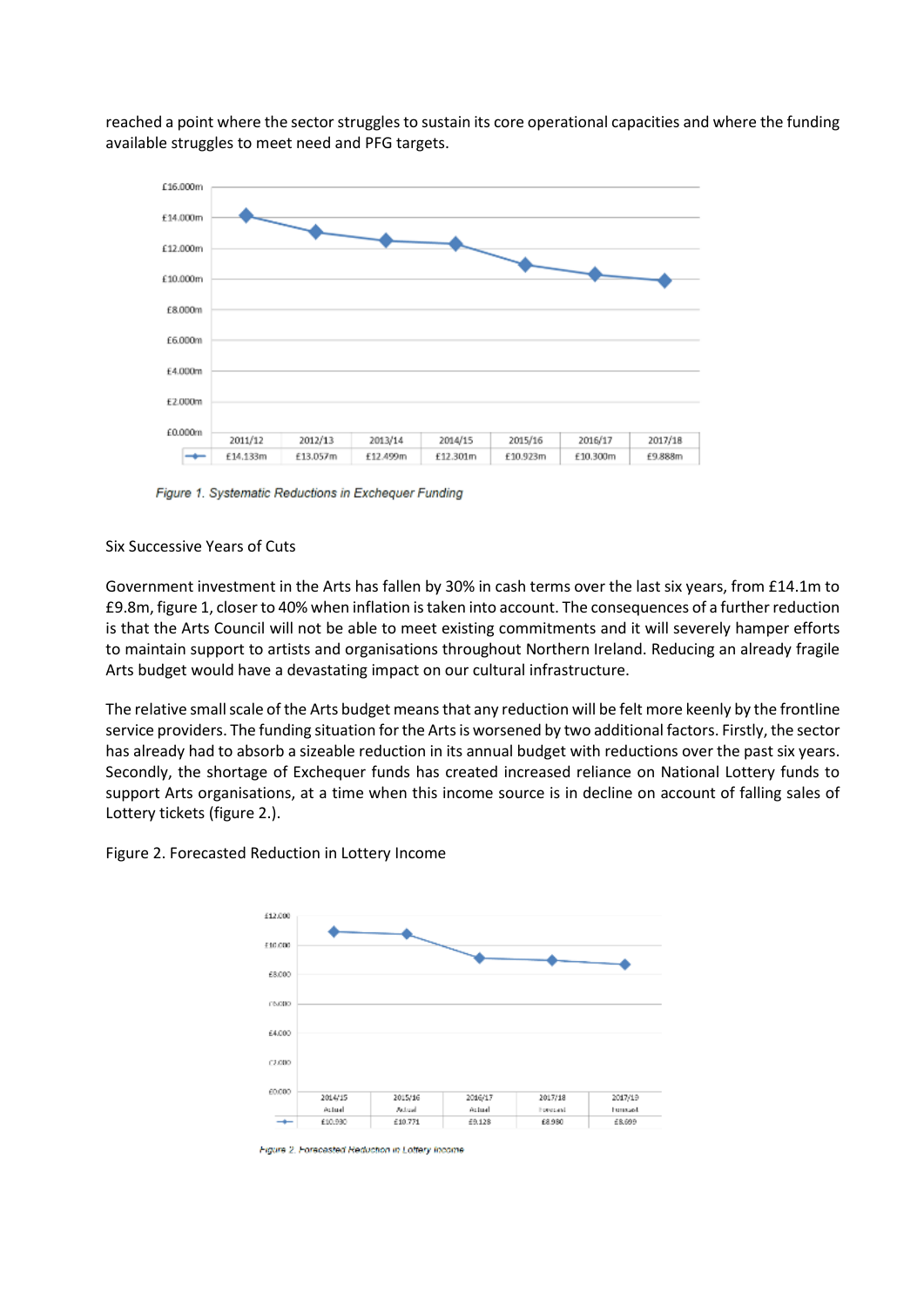reached a point where the sector struggles to sustain its core operational capacities and where the funding available struggles to meet need and PFG targets.

| | 2011/12 | 2012/13 | 2013/14 | 2014/15 | 2015/16 | 2016/17 | 2017/18 |
|---|---|---|---|---|---|---|---|
| | £14.133m | £13.057m | £12.499m | £12.301m | £10.923m | £10.300m | £9.888m |

*Figure 1. Systematic Reductions in Exchequer Funding*

Six Successive Years of Cuts

Government investment in the Arts has fallen by 30% in cash terms over the last six years, from £14.1m to £9.8m, figure 1, closer to 40% when inflation is taken into account. The consequences of a further reduction is that the Arts Council will not be able to meet existing commitments and it will severely hamper efforts to maintain support to artists and organisations throughout Northern Ireland. Reducing an already fragile Arts budget would have a devastating impact on our cultural infrastructure.

The relative small scale of the Arts budget means that any reduction will be felt more keenly by the frontline service providers. The funding situation for the Arts is worsened by two additional factors. Firstly, the sector has already had to absorb a sizeable reduction in its annual budget with reductions over the past six years. Secondly, the shortage of Exchequer funds has created increased reliance on National Lottery funds to support Arts organisations, at a time when this income source is in decline on account of falling sales of Lottery tickets (figure 2.).

Figure 2. Forecasted Reduction in Lottery Income

| | 2014/15 Actual | 2015/16 Actual | 2016/17 Actual | 2017/18 Forecast | 2017/19 Forecast |
|---|---|---|---|---|---|
| | £10,930 | £10,771 | £9,128 | £8,980 | £8,699 |

*Figure 2. Forecasted Reduction in Lottery Income*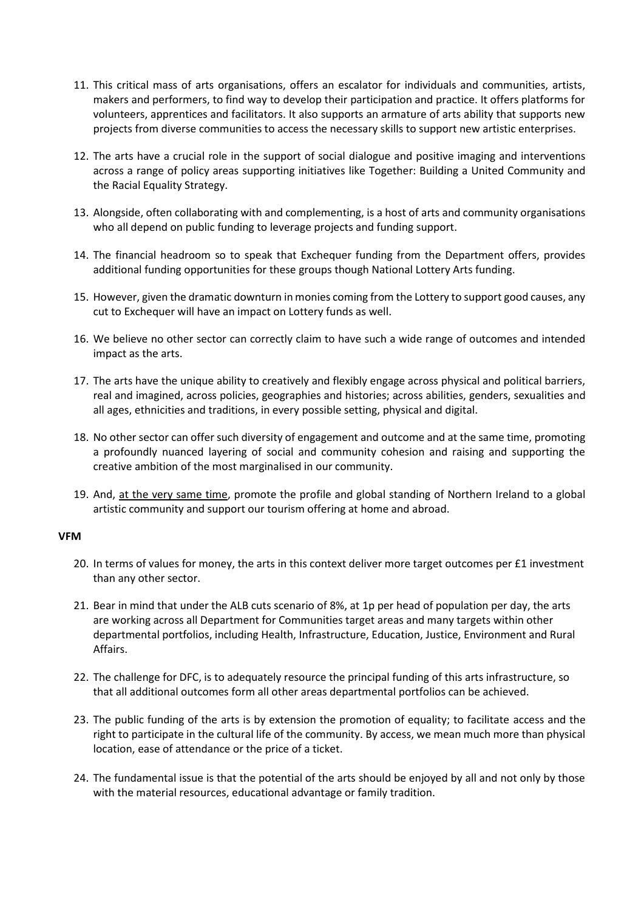11. This critical mass of arts organisations, offers an escalator for individuals and communities, artists, makers and performers, to find way to develop their participation and practice. It offers platforms for volunteers, apprentices and facilitators. It also supports an armature of arts ability that supports new projects from diverse communities to access the necessary skills to support new artistic enterprises.

12. The arts have a crucial role in the support of social dialogue and positive imaging and interventions across a range of policy areas supporting initiatives like Together: Building a United Community and the Racial Equality Strategy.

13. Alongside, often collaborating with and complementing, is a host of arts and community organisations who all depend on public funding to leverage projects and funding support.

14. The financial headroom so to speak that Exchequer funding from the Department offers, provides additional funding opportunities for these groups though National Lottery Arts funding.

15. However, given the dramatic downturn in monies coming from the Lottery to support good causes, any cut to Exchequer will have an impact on Lottery funds as well.

16. We believe no other sector can correctly claim to have such a wide range of outcomes and intended impact as the arts.

17. The arts have the unique ability to creatively and flexibly engage across physical and political barriers, real and imagined, across policies, geographies and histories; across abilities, genders, sexualities and all ages, ethnicities and traditions, in every possible setting, physical and digital.

18. No other sector can offer such diversity of engagement and outcome and at the same time, promoting a profoundly nuanced layering of social and community cohesion and raising and supporting the creative ambition of the most marginalised in our community.

19. And, <u>at the very same time</u>, promote the profile and global standing of Northern Ireland to a global artistic community and support our tourism offering at home and abroad.

**VFM**

20. In terms of values for money, the arts in this context deliver more target outcomes per £1 investment than any other sector.

21. Bear in mind that under the ALB cuts scenario of 8%, at 1p per head of population per day, the arts are working across all Department for Communities target areas and many targets within other departmental portfolios, including Health, Infrastructure, Education, Justice, Environment and Rural Affairs.

22. The challenge for DFC, is to adequately resource the principal funding of this arts infrastructure, so that all additional outcomes form all other areas departmental portfolios can be achieved.

23. The public funding of the arts is by extension the promotion of equality; to facilitate access and the right to participate in the cultural life of the community. By access, we mean much more than physical location, ease of attendance or the price of a ticket.

24. The fundamental issue is that the potential of the arts should be enjoyed by all and not only by those with the material resources, educational advantage or family tradition.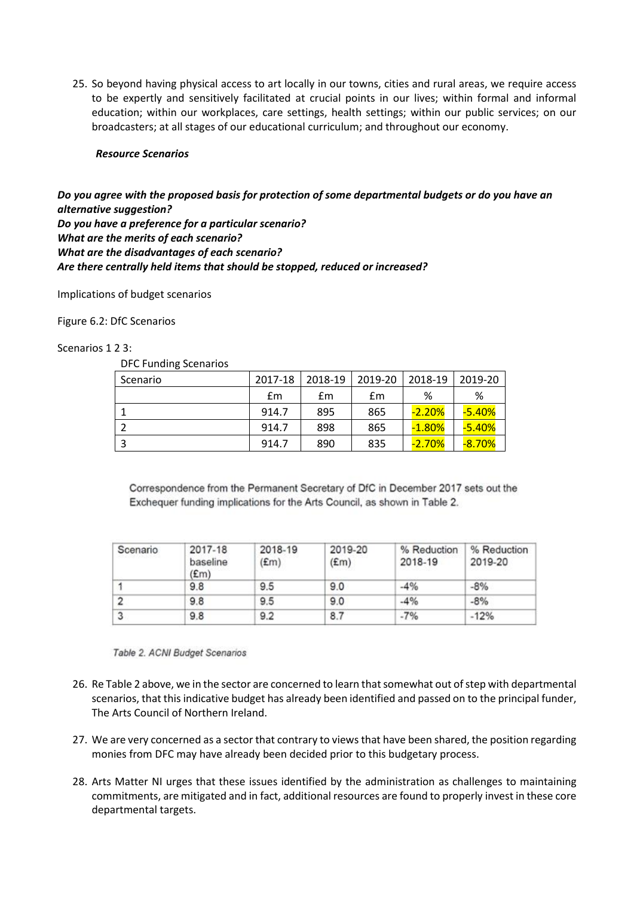25. So beyond having physical access to art locally in our towns, cities and rural areas, we require access to be expertly and sensitively facilitated at crucial points in our lives; within formal and informal education; within our workplaces, care settings, health settings; within our public services; on our broadcasters; at all stages of our educational curriculum; and throughout our economy.

***Resource Scenarios***

***Do you agree with the proposed basis for protection of some departmental budgets or do you have an alternative suggestion?***
***Do you have a preference for a particular scenario?***
***What are the merits of each scenario?***
***What are the disadvantages of each scenario?***
***Are there centrally held items that should be stopped, reduced or increased?***

Implications of budget scenarios

Figure 6.2: DfC Scenarios

Scenarios 1 2 3:

DFC Funding Scenarios

| Scenario | 2017-18 | 2018-19 | 2019-20 | 2018-19 | 2019-20 |
|---|---|---|---|---|---|
| | £m | £m | £m | % | % |
| 1 | 914.7 | 895 | 865 | -2.20% | -5.40% |
| 2 | 914.7 | 898 | 865 | -1.80% | -5.40% |
| 3 | 914.7 | 890 | 835 | -2.70% | -8.70% |

Correspondence from the Permanent Secretary of DfC in December 2017 sets out the Exchequer funding implications for the Arts Council, as shown in Table 2.

| Scenario | 2017-18 baseline (£m) | 2018-19 (£m) | 2019-20 (£m) | % Reduction 2018-19 | % Reduction 2019-20 |
|---|---|---|---|---|---|
| 1 | 9.8 | 9.5 | 9.0 | -4% | -8% |
| 2 | 9.8 | 9.5 | 9.0 | -4% | -8% |
| 3 | 9.8 | 9.2 | 8.7 | -7% | -12% |

*Table 2. ACNI Budget Scenarios*

26. Re Table 2 above, we in the sector are concerned to learn that somewhat out of step with departmental scenarios, that this indicative budget has already been identified and passed on to the principal funder, The Arts Council of Northern Ireland.

27. We are very concerned as a sector that contrary to views that have been shared, the position regarding monies from DFC may have already been decided prior to this budgetary process.

28. Arts Matter NI urges that these issues identified by the administration as challenges to maintaining commitments, are mitigated and in fact, additional resources are found to properly invest in these core departmental targets.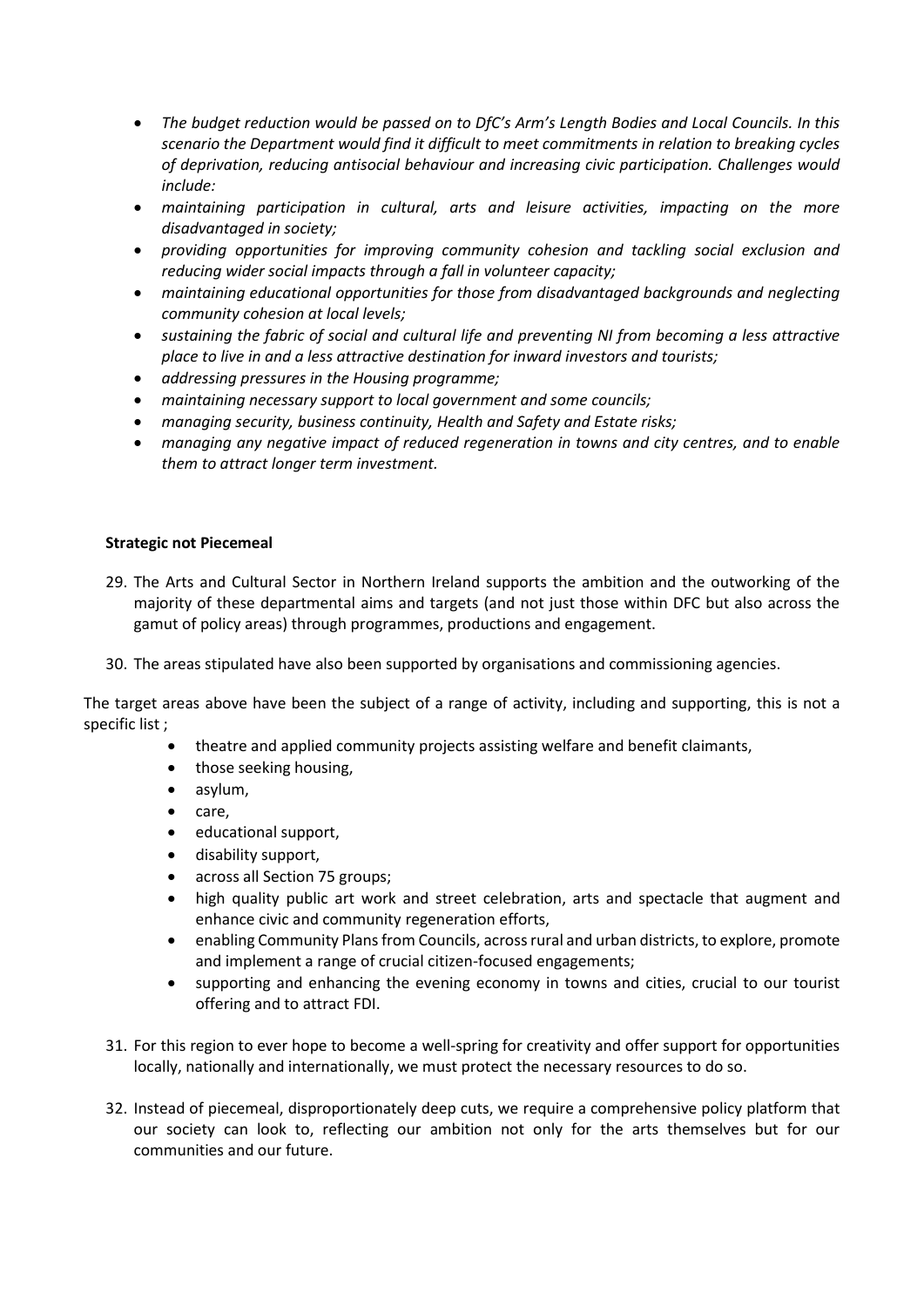- *The budget reduction would be passed on to DfC's Arm's Length Bodies and Local Councils. In this scenario the Department would find it difficult to meet commitments in relation to breaking cycles of deprivation, reducing antisocial behaviour and increasing civic participation. Challenges would include:*
- *maintaining participation in cultural, arts and leisure activities, impacting on the more disadvantaged in society;*
- *providing opportunities for improving community cohesion and tackling social exclusion and reducing wider social impacts through a fall in volunteer capacity;*
- *maintaining educational opportunities for those from disadvantaged backgrounds and neglecting community cohesion at local levels;*
- *sustaining the fabric of social and cultural life and preventing NI from becoming a less attractive place to live in and a less attractive destination for inward investors and tourists;*
- *addressing pressures in the Housing programme;*
- *maintaining necessary support to local government and some councils;*
- *managing security, business continuity, Health and Safety and Estate risks;*
- *managing any negative impact of reduced regeneration in towns and city centres, and to enable them to attract longer term investment.*

**Strategic not Piecemeal**

29. The Arts and Cultural Sector in Northern Ireland supports the ambition and the outworking of the majority of these departmental aims and targets (and not just those within DFC but also across the gamut of policy areas) through programmes, productions and engagement.

30. The areas stipulated have also been supported by organisations and commissioning agencies.

The target areas above have been the subject of a range of activity, including and supporting, this is not a specific list ;

- theatre and applied community projects assisting welfare and benefit claimants,
- those seeking housing,
- asylum,
- care,
- educational support,
- disability support,
- across all Section 75 groups;
- high quality public art work and street celebration, arts and spectacle that augment and enhance civic and community regeneration efforts,
- enabling Community Plans from Councils, across rural and urban districts, to explore, promote and implement a range of crucial citizen-focused engagements;
- supporting and enhancing the evening economy in towns and cities, crucial to our tourist offering and to attract FDI.

31. For this region to ever hope to become a well-spring for creativity and offer support for opportunities locally, nationally and internationally, we must protect the necessary resources to do so.

32. Instead of piecemeal, disproportionately deep cuts, we require a comprehensive policy platform that our society can look to, reflecting our ambition not only for the arts themselves but for our communities and our future.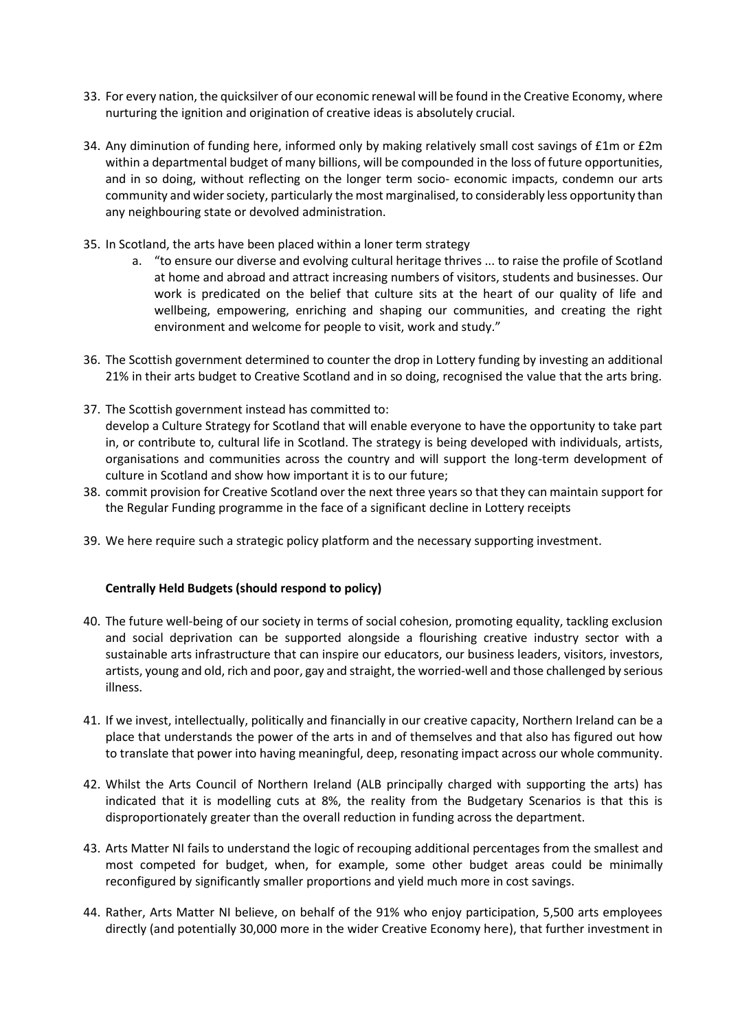33. For every nation, the quicksilver of our economic renewal will be found in the Creative Economy, where nurturing the ignition and origination of creative ideas is absolutely crucial.

34. Any diminution of funding here, informed only by making relatively small cost savings of £1m or £2m within a departmental budget of many billions, will be compounded in the loss of future opportunities, and in so doing, without reflecting on the longer term socio- economic impacts, condemn our arts community and wider society, particularly the most marginalised, to considerably less opportunity than any neighbouring state or devolved administration.

35. In Scotland, the arts have been placed within a loner term strategy
    a. "to ensure our diverse and evolving cultural heritage thrives ... to raise the profile of Scotland at home and abroad and attract increasing numbers of visitors, students and businesses. Our work is predicated on the belief that culture sits at the heart of our quality of life and wellbeing, empowering, enriching and shaping our communities, and creating the right environment and welcome for people to visit, work and study."

36. The Scottish government determined to counter the drop in Lottery funding by investing an additional 21% in their arts budget to Creative Scotland and in so doing, recognised the value that the arts bring.

37. The Scottish government instead has committed to:
    develop a Culture Strategy for Scotland that will enable everyone to have the opportunity to take part in, or contribute to, cultural life in Scotland. The strategy is being developed with individuals, artists, organisations and communities across the country and will support the long-term development of culture in Scotland and show how important it is to our future;
38. commit provision for Creative Scotland over the next three years so that they can maintain support for the Regular Funding programme in the face of a significant decline in Lottery receipts

39. We here require such a strategic policy platform and the necessary supporting investment.

**Centrally Held Budgets (should respond to policy)**

40. The future well-being of our society in terms of social cohesion, promoting equality, tackling exclusion and social deprivation can be supported alongside a flourishing creative industry sector with a sustainable arts infrastructure that can inspire our educators, our business leaders, visitors, investors, artists, young and old, rich and poor, gay and straight, the worried-well and those challenged by serious illness.

41. If we invest, intellectually, politically and financially in our creative capacity, Northern Ireland can be a place that understands the power of the arts in and of themselves and that also has figured out how to translate that power into having meaningful, deep, resonating impact across our whole community.

42. Whilst the Arts Council of Northern Ireland (ALB principally charged with supporting the arts) has indicated that it is modelling cuts at 8%, the reality from the Budgetary Scenarios is that this is disproportionately greater than the overall reduction in funding across the department.

43. Arts Matter NI fails to understand the logic of recouping additional percentages from the smallest and most competed for budget, when, for example, some other budget areas could be minimally reconfigured by significantly smaller proportions and yield much more in cost savings.

44. Rather, Arts Matter NI believe, on behalf of the 91% who enjoy participation, 5,500 arts employees directly (and potentially 30,000 more in the wider Creative Economy here), that further investment in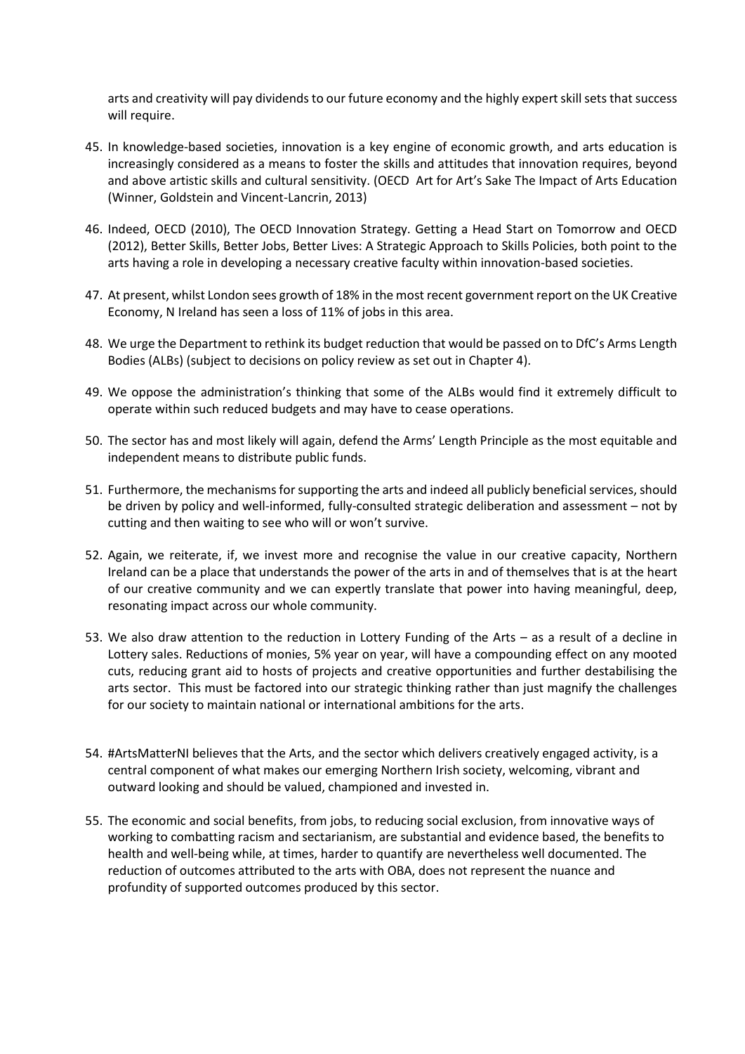arts and creativity will pay dividends to our future economy and the highly expert skill sets that success will require.

45. In knowledge-based societies, innovation is a key engine of economic growth, and arts education is increasingly considered as a means to foster the skills and attitudes that innovation requires, beyond and above artistic skills and cultural sensitivity. (OECD Art for Art's Sake The Impact of Arts Education (Winner, Goldstein and Vincent-Lancrin, 2013)

46. Indeed, OECD (2010), The OECD Innovation Strategy. Getting a Head Start on Tomorrow and OECD (2012), Better Skills, Better Jobs, Better Lives: A Strategic Approach to Skills Policies, both point to the arts having a role in developing a necessary creative faculty within innovation-based societies.

47. At present, whilst London sees growth of 18% in the most recent government report on the UK Creative Economy, N Ireland has seen a loss of 11% of jobs in this area.

48. We urge the Department to rethink its budget reduction that would be passed on to DfC's Arms Length Bodies (ALBs) (subject to decisions on policy review as set out in Chapter 4).

49. We oppose the administration's thinking that some of the ALBs would find it extremely difficult to operate within such reduced budgets and may have to cease operations.

50. The sector has and most likely will again, defend the Arms' Length Principle as the most equitable and independent means to distribute public funds.

51. Furthermore, the mechanisms for supporting the arts and indeed all publicly beneficial services, should be driven by policy and well-informed, fully-consulted strategic deliberation and assessment – not by cutting and then waiting to see who will or won't survive.

52. Again, we reiterate, if, we invest more and recognise the value in our creative capacity, Northern Ireland can be a place that understands the power of the arts in and of themselves that is at the heart of our creative community and we can expertly translate that power into having meaningful, deep, resonating impact across our whole community.

53. We also draw attention to the reduction in Lottery Funding of the Arts – as a result of a decline in Lottery sales. Reductions of monies, 5% year on year, will have a compounding effect on any mooted cuts, reducing grant aid to hosts of projects and creative opportunities and further destabilising the arts sector. This must be factored into our strategic thinking rather than just magnify the challenges for our society to maintain national or international ambitions for the arts.

54. #ArtsMatterNI believes that the Arts, and the sector which delivers creatively engaged activity, is a central component of what makes our emerging Northern Irish society, welcoming, vibrant and outward looking and should be valued, championed and invested in.

55. The economic and social benefits, from jobs, to reducing social exclusion, from innovative ways of working to combatting racism and sectarianism, are substantial and evidence based, the benefits to health and well-being while, at times, harder to quantify are nevertheless well documented. The reduction of outcomes attributed to the arts with OBA, does not represent the nuance and profundity of supported outcomes produced by this sector.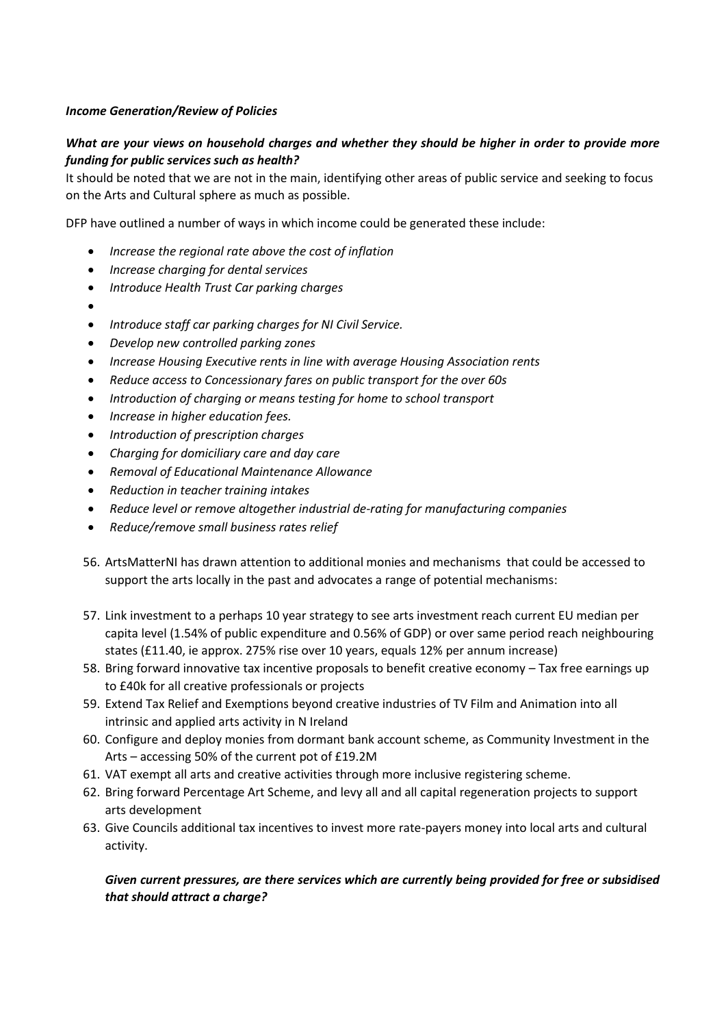***Income Generation/Review of Policies***

***What are your views on household charges and whether they should be higher in order to provide more funding for public services such as health?***

It should be noted that we are not in the main, identifying other areas of public service and seeking to focus on the Arts and Cultural sphere as much as possible.

DFP have outlined a number of ways in which income could be generated these include:

- *Increase the regional rate above the cost of inflation*
- *Increase charging for dental services*
- *Introduce Health Trust Car parking charges*
- 
- *Introduce staff car parking charges for NI Civil Service.*
- *Develop new controlled parking zones*
- *Increase Housing Executive rents in line with average Housing Association rents*
- *Reduce access to Concessionary fares on public transport for the over 60s*
- *Introduction of charging or means testing for home to school transport*
- *Increase in higher education fees.*
- *Introduction of prescription charges*
- *Charging for domiciliary care and day care*
- *Removal of Educational Maintenance Allowance*
- *Reduction in teacher training intakes*
- *Reduce level or remove altogether industrial de-rating for manufacturing companies*
- *Reduce/remove small business rates relief*

56. ArtsMatterNI has drawn attention to additional monies and mechanisms that could be accessed to support the arts locally in the past and advocates a range of potential mechanisms:

57. Link investment to a perhaps 10 year strategy to see arts investment reach current EU median per capita level (1.54% of public expenditure and 0.56% of GDP) or over same period reach neighbouring states (£11.40, ie approx. 275% rise over 10 years, equals 12% per annum increase)
58. Bring forward innovative tax incentive proposals to benefit creative economy – Tax free earnings up to £40k for all creative professionals or projects
59. Extend Tax Relief and Exemptions beyond creative industries of TV Film and Animation into all intrinsic and applied arts activity in N Ireland
60. Configure and deploy monies from dormant bank account scheme, as Community Investment in the Arts – accessing 50% of the current pot of £19.2M
61. VAT exempt all arts and creative activities through more inclusive registering scheme.
62. Bring forward Percentage Art Scheme, and levy all and all capital regeneration projects to support arts development
63. Give Councils additional tax incentives to invest more rate-payers money into local arts and cultural activity.

***Given current pressures, are there services which are currently being provided for free or subsidised that should attract a charge?***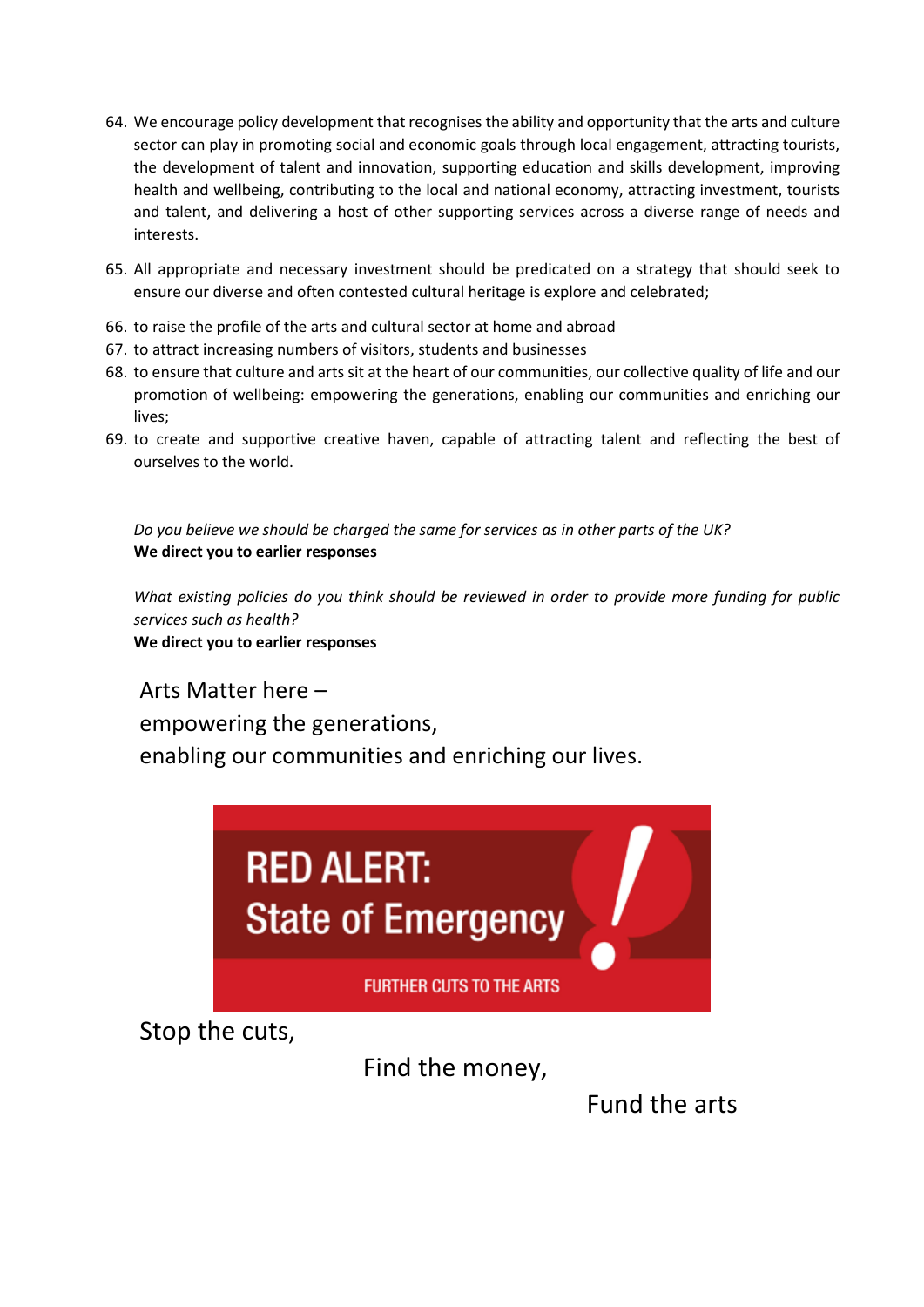64. We encourage policy development that recognises the ability and opportunity that the arts and culture sector can play in promoting social and economic goals through local engagement, attracting tourists, the development of talent and innovation, supporting education and skills development, improving health and wellbeing, contributing to the local and national economy, attracting investment, tourists and talent, and delivering a host of other supporting services across a diverse range of needs and interests.
65. All appropriate and necessary investment should be predicated on a strategy that should seek to ensure our diverse and often contested cultural heritage is explore and celebrated;
66. to raise the profile of the arts and cultural sector at home and abroad
67. to attract increasing numbers of visitors, students and businesses
68. to ensure that culture and arts sit at the heart of our communities, our collective quality of life and our promotion of wellbeing: empowering the generations, enabling our communities and enriching our lives;
69. to create and supportive creative haven, capable of attracting talent and reflecting the best of ourselves to the world.

*Do you believe we should be charged the same for services as in other parts of the UK?*
**We direct you to earlier responses**

*What existing policies do you think should be reviewed in order to provide more funding for public services such as health?*
**We direct you to earlier responses**

Arts Matter here –
empowering the generations,
enabling our communities and enriching our lives.

RED ALERT:
State of Emergency
!
FURTHER CUTS TO THE ARTS

Stop the cuts,

Find the money,

Fund the arts